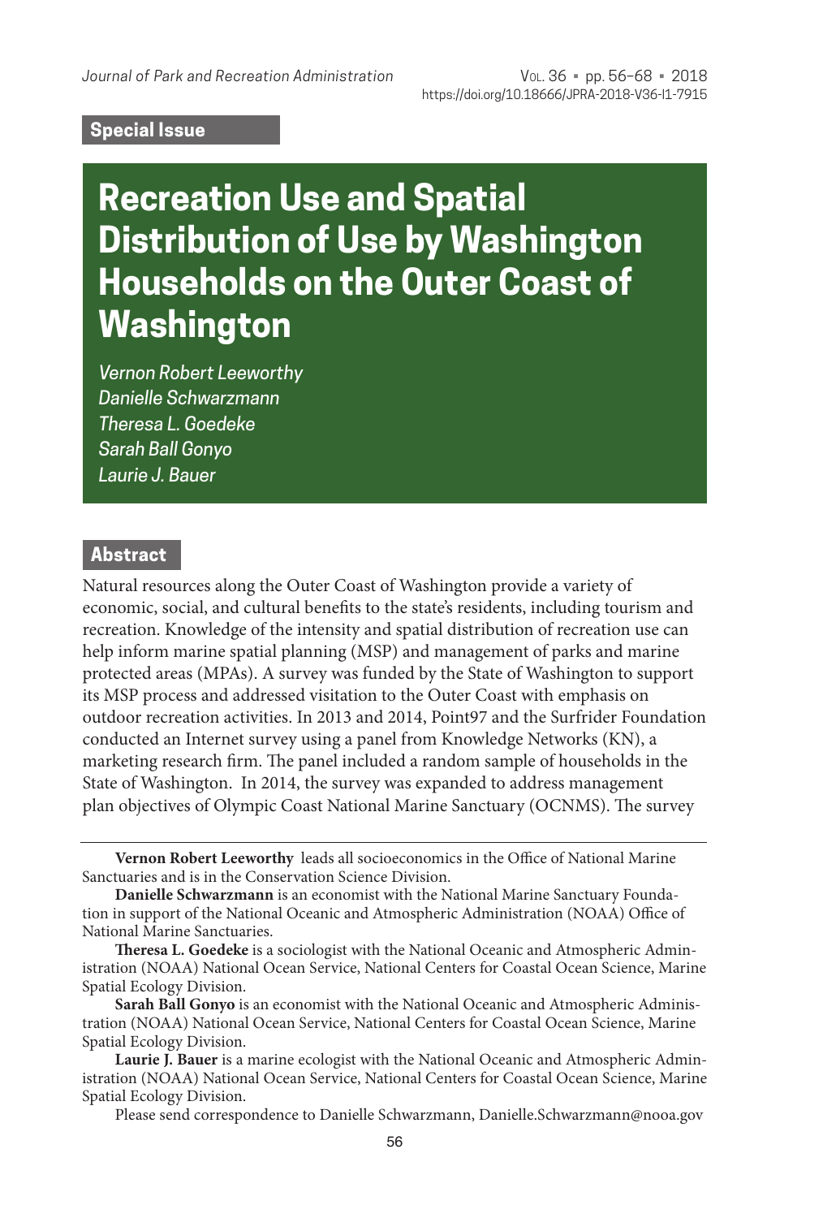Special Issue

# Recreation Use and Spatial Distribution of Use by Washington Households on the Outer Coast of Washington

*Vernon Robert Leeworthy*
*Danielle Schwarzmann*
*Theresa L. Goedeke*
*Sarah Ball Gonyo*
*Laurie J. Bauer*

## Abstract

Natural resources along the Outer Coast of Washington provide a variety of economic, social, and cultural benefits to the state's residents, including tourism and recreation. Knowledge of the intensity and spatial distribution of recreation use can help inform marine spatial planning (MSP) and management of parks and marine protected areas (MPAs). A survey was funded by the State of Washington to support its MSP process and addressed visitation to the Outer Coast with emphasis on outdoor recreation activities. In 2013 and 2014, Point97 and the Surfrider Foundation conducted an Internet survey using a panel from Knowledge Networks (KN), a marketing research firm. The panel included a random sample of households in the State of Washington. In 2014, the survey was expanded to address management plan objectives of Olympic Coast National Marine Sanctuary (OCNMS). The survey

---

**Vernon Robert Leeworthy** leads all socioeconomics in the Office of National Marine Sanctuaries and is in the Conservation Science Division.

**Danielle Schwarzmann** is an economist with the National Marine Sanctuary Foundation in support of the National Oceanic and Atmospheric Administration (NOAA) Office of National Marine Sanctuaries.

**Theresa L. Goedeke** is a sociologist with the National Oceanic and Atmospheric Administration (NOAA) National Ocean Service, National Centers for Coastal Ocean Science, Marine Spatial Ecology Division.

**Sarah Ball Gonyo** is an economist with the National Oceanic and Atmospheric Administration (NOAA) National Ocean Service, National Centers for Coastal Ocean Science, Marine Spatial Ecology Division.

**Laurie J. Bauer** is a marine ecologist with the National Oceanic and Atmospheric Administration (NOAA) National Ocean Service, National Centers for Coastal Ocean Science, Marine Spatial Ecology Division.

Please send correspondence to Danielle Schwarzmann, Danielle.Schwarzmann@noaa.gov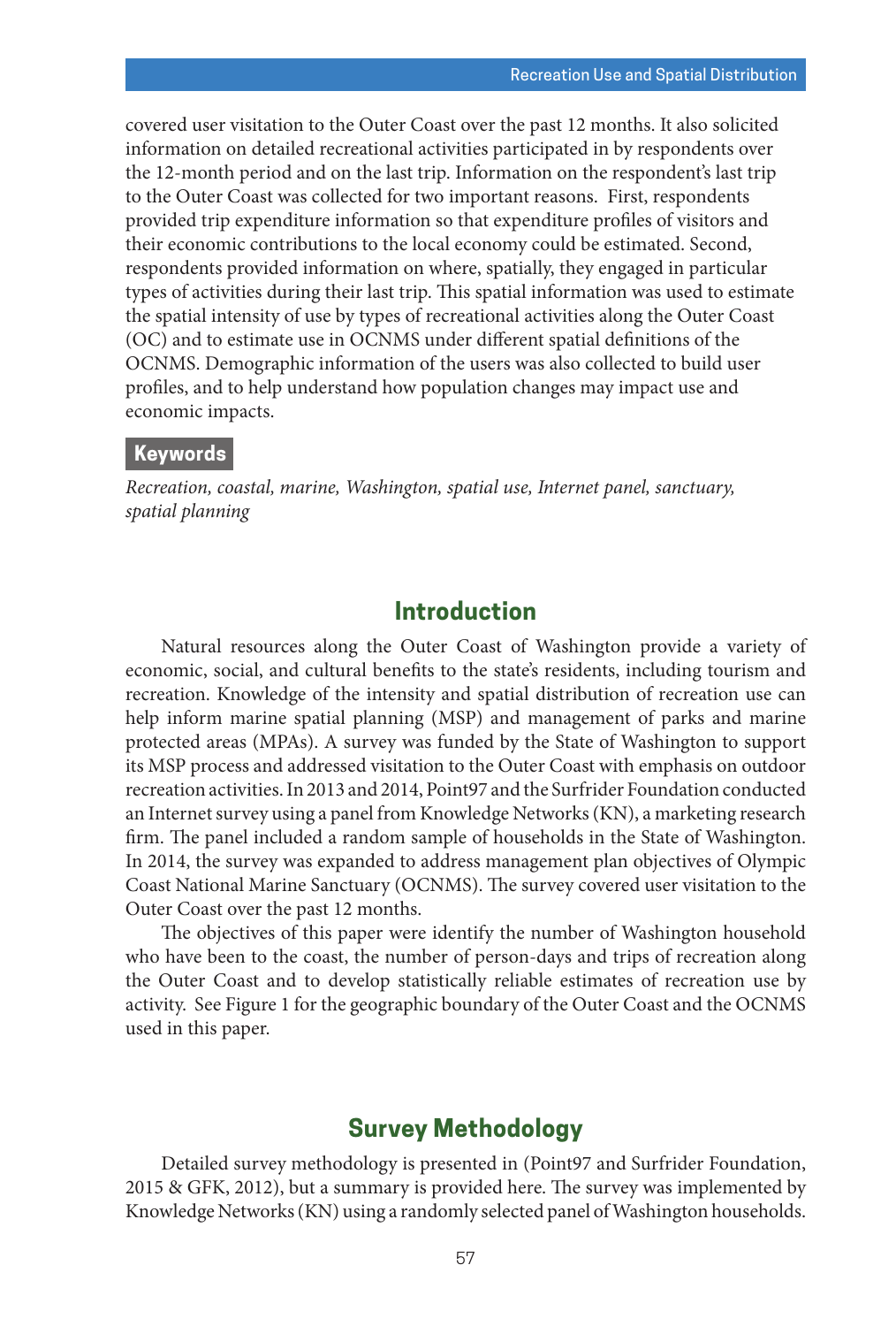covered user visitation to the Outer Coast over the past 12 months. It also solicited information on detailed recreational activities participated in by respondents over the 12-month period and on the last trip. Information on the respondent's last trip to the Outer Coast was collected for two important reasons. First, respondents provided trip expenditure information so that expenditure profiles of visitors and their economic contributions to the local economy could be estimated. Second, respondents provided information on where, spatially, they engaged in particular types of activities during their last trip. This spatial information was used to estimate the spatial intensity of use by types of recreational activities along the Outer Coast (OC) and to estimate use in OCNMS under different spatial definitions of the OCNMS. Demographic information of the users was also collected to build user profiles, and to help understand how population changes may impact use and economic impacts.

**Keywords**

*Recreation, coastal, marine, Washington, spatial use, Internet panel, sanctuary, spatial planning*

## Introduction

Natural resources along the Outer Coast of Washington provide a variety of economic, social, and cultural benefits to the state's residents, including tourism and recreation. Knowledge of the intensity and spatial distribution of recreation use can help inform marine spatial planning (MSP) and management of parks and marine protected areas (MPAs). A survey was funded by the State of Washington to support its MSP process and addressed visitation to the Outer Coast with emphasis on outdoor recreation activities. In 2013 and 2014, Point97 and the Surfrider Foundation conducted an Internet survey using a panel from Knowledge Networks (KN), a marketing research firm. The panel included a random sample of households in the State of Washington. In 2014, the survey was expanded to address management plan objectives of Olympic Coast National Marine Sanctuary (OCNMS). The survey covered user visitation to the Outer Coast over the past 12 months.

The objectives of this paper were identify the number of Washington household who have been to the coast, the number of person-days and trips of recreation along the Outer Coast and to develop statistically reliable estimates of recreation use by activity. See Figure 1 for the geographic boundary of the Outer Coast and the OCNMS used in this paper.

## Survey Methodology

Detailed survey methodology is presented in (Point97 and Surfrider Foundation, 2015 & GFK, 2012), but a summary is provided here. The survey was implemented by Knowledge Networks (KN) using a randomly selected panel of Washington households.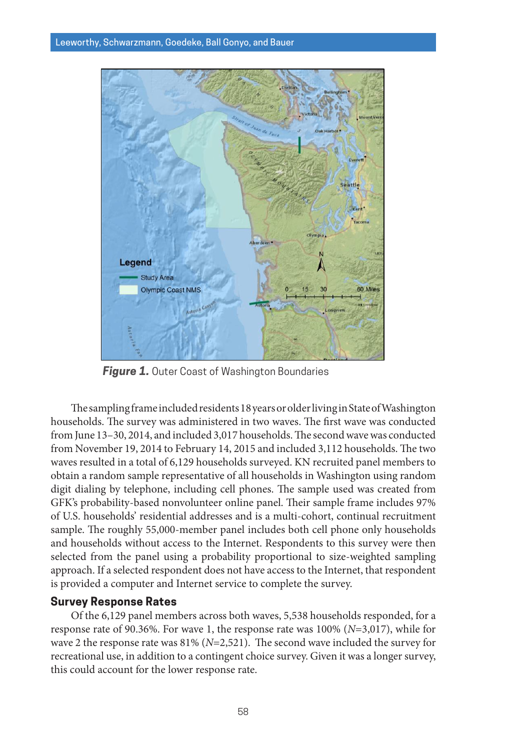**Figure 1.** Outer Coast of Washington Boundaries

The sampling frame included residents 18 years or older living in State of Washington households. The survey was administered in two waves. The first wave was conducted from June 13–30, 2014, and included 3,017 households. The second wave was conducted from November 19, 2014 to February 14, 2015 and included 3,112 households. The two waves resulted in a total of 6,129 households surveyed. KN recruited panel members to obtain a random sample representative of all households in Washington using random digit dialing by telephone, including cell phones. The sample used was created from GFK's probability-based nonvolunteer online panel. Their sample frame includes 97% of U.S. households' residential addresses and is a multi-cohort, continual recruitment sample. The roughly 55,000-member panel includes both cell phone only households and households without access to the Internet. Respondents to this survey were then selected from the panel using a probability proportional to size-weighted sampling approach. If a selected respondent does not have access to the Internet, that respondent is provided a computer and Internet service to complete the survey.

## Survey Response Rates

Of the 6,129 panel members across both waves, 5,538 households responded, for a response rate of 90.36%. For wave 1, the response rate was 100% (*N*=3,017), while for wave 2 the response rate was 81% (*N*=2,521). The second wave included the survey for recreational use, in addition to a contingent choice survey. Given it was a longer survey, this could account for the lower response rate.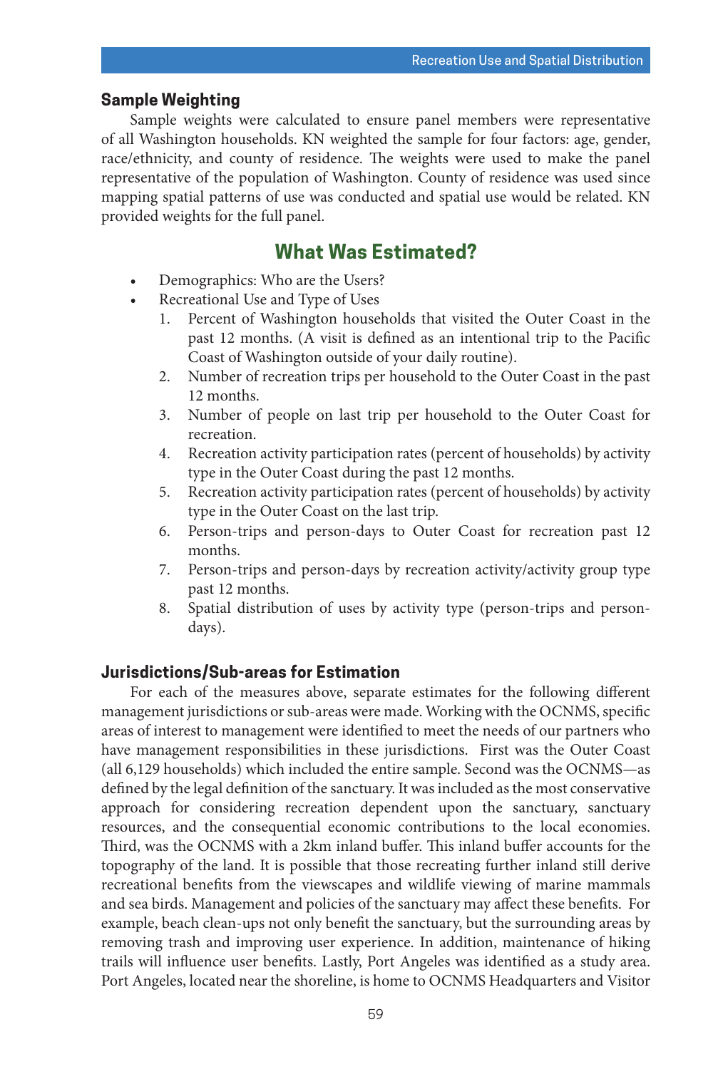### Sample Weighting

Sample weights were calculated to ensure panel members were representative of all Washington households. KN weighted the sample for four factors: age, gender, race/ethnicity, and county of residence. The weights were used to make the panel representative of the population of Washington. County of residence was used since mapping spatial patterns of use was conducted and spatial use would be related. KN provided weights for the full panel.

## What Was Estimated?

- Demographics: Who are the Users?
- Recreational Use and Type of Uses
    1. Percent of Washington households that visited the Outer Coast in the past 12 months. (A visit is defined as an intentional trip to the Pacific Coast of Washington outside of your daily routine).
    2. Number of recreation trips per household to the Outer Coast in the past 12 months.
    3. Number of people on last trip per household to the Outer Coast for recreation.
    4. Recreation activity participation rates (percent of households) by activity type in the Outer Coast during the past 12 months.
    5. Recreation activity participation rates (percent of households) by activity type in the Outer Coast on the last trip.
    6. Person-trips and person-days to Outer Coast for recreation past 12 months.
    7. Person-trips and person-days by recreation activity/activity group type past 12 months.
    8. Spatial distribution of uses by activity type (person-trips and person-days).

### Jurisdictions/Sub-areas for Estimation

For each of the measures above, separate estimates for the following different management jurisdictions or sub-areas were made. Working with the OCNMS, specific areas of interest to management were identified to meet the needs of our partners who have management responsibilities in these jurisdictions. First was the Outer Coast (all 6,129 households) which included the entire sample. Second was the OCNMS—as defined by the legal definition of the sanctuary. It was included as the most conservative approach for considering recreation dependent upon the sanctuary, sanctuary resources, and the consequential economic contributions to the local economies. Third, was the OCNMS with a 2km inland buffer. This inland buffer accounts for the topography of the land. It is possible that those recreating further inland still derive recreational benefits from the viewscapes and wildlife viewing of marine mammals and sea birds. Management and policies of the sanctuary may affect these benefits. For example, beach clean-ups not only benefit the sanctuary, but the surrounding areas by removing trash and improving user experience. In addition, maintenance of hiking trails will influence user benefits. Lastly, Port Angeles was identified as a study area. Port Angeles, located near the shoreline, is home to OCNMS Headquarters and Visitor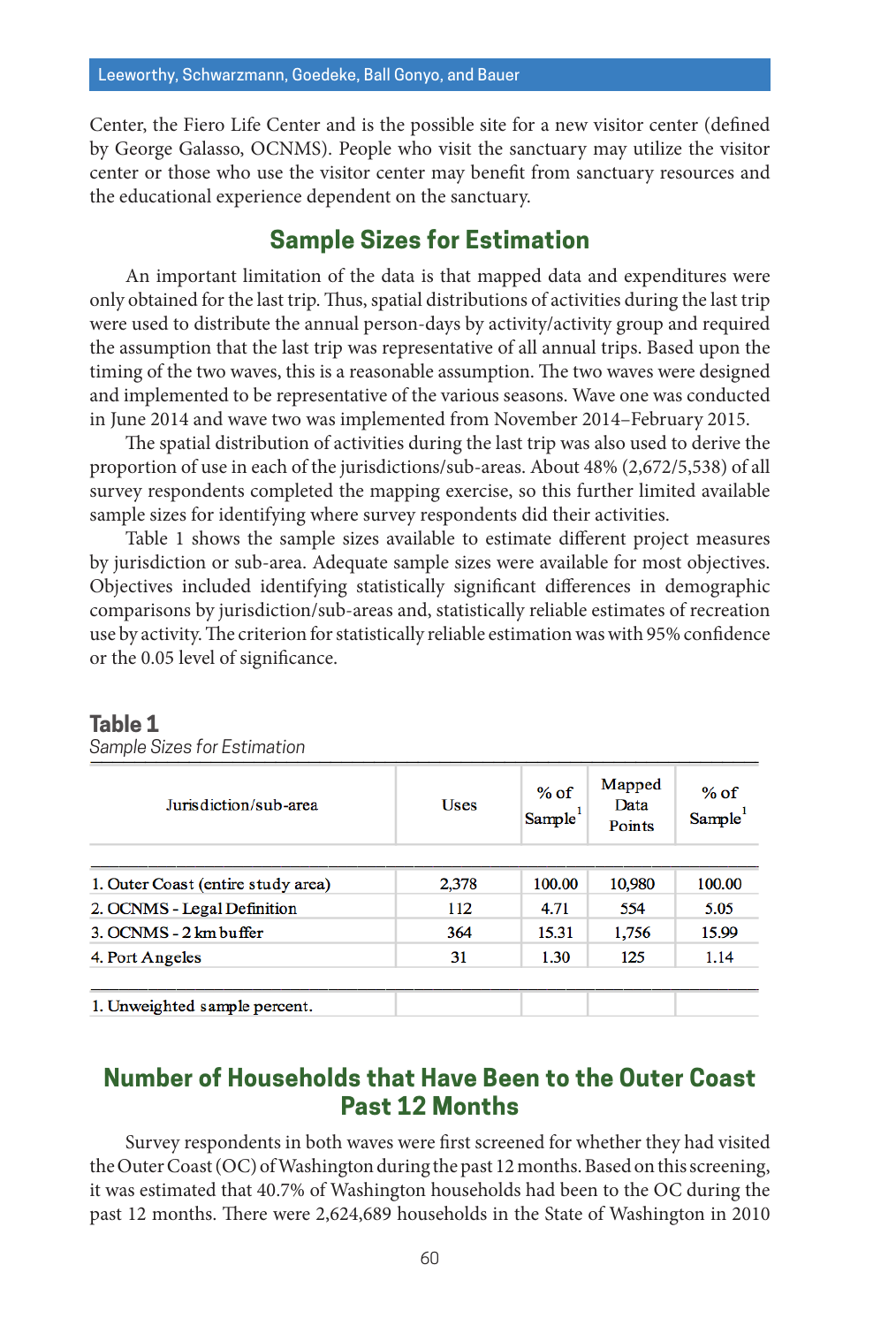Center, the Fiero Life Center and is the possible site for a new visitor center (defined by George Galasso, OCNMS). People who visit the sanctuary may utilize the visitor center or those who use the visitor center may benefit from sanctuary resources and the educational experience dependent on the sanctuary.

## Sample Sizes for Estimation

An important limitation of the data is that mapped data and expenditures were only obtained for the last trip. Thus, spatial distributions of activities during the last trip were used to distribute the annual person-days by activity/activity group and required the assumption that the last trip was representative of all annual trips. Based upon the timing of the two waves, this is a reasonable assumption. The two waves were designed and implemented to be representative of the various seasons. Wave one was conducted in June 2014 and wave two was implemented from November 2014–February 2015.

The spatial distribution of activities during the last trip was also used to derive the proportion of use in each of the jurisdictions/sub-areas. About 48% (2,672/5,538) of all survey respondents completed the mapping exercise, so this further limited available sample sizes for identifying where survey respondents did their activities.

Table 1 shows the sample sizes available to estimate different project measures by jurisdiction or sub-area. Adequate sample sizes were available for most objectives. Objectives included identifying statistically significant differences in demographic comparisons by jurisdiction/sub-areas and, statistically reliable estimates of recreation use by activity. The criterion for statistically reliable estimation was with 95% confidence or the 0.05 level of significance.

**Table 1**
*Sample Sizes for Estimation*

| Jurisdiction/sub-area | Uses | % of Sample[1] | Mapped Data Points | % of Sample[1] |
|---|---|---|---|---|
| 1. Outer Coast (entire study area) | 2,378 | 100.00 | 10,980 | 100.00 |
| 2. OCNMS - Legal Definition | 112 | 4.71 | 554 | 5.05 |
| 3. OCNMS - 2 km buffer | 364 | 15.31 | 1,756 | 15.99 |
| 4. Port Angeles | 31 | 1.30 | 125 | 1.14 |

1. Unweighted sample percent.

## Number of Households that Have Been to the Outer Coast Past 12 Months

Survey respondents in both waves were first screened for whether they had visited the Outer Coast (OC) of Washington during the past 12 months. Based on this screening, it was estimated that 40.7% of Washington households had been to the OC during the past 12 months. There were 2,624,689 households in the State of Washington in 2010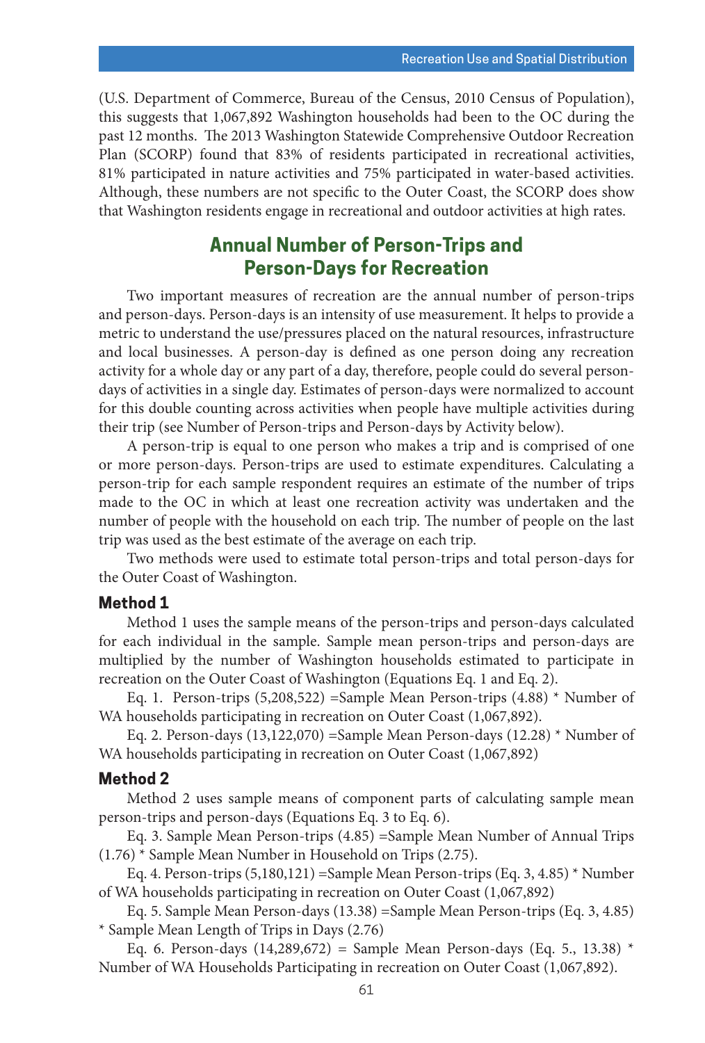(U.S. Department of Commerce, Bureau of the Census, 2010 Census of Population), this suggests that 1,067,892 Washington households had been to the OC during the past 12 months. The 2013 Washington Statewide Comprehensive Outdoor Recreation Plan (SCORP) found that 83% of residents participated in recreational activities, 81% participated in nature activities and 75% participated in water-based activities. Although, these numbers are not specific to the Outer Coast, the SCORP does show that Washington residents engage in recreational and outdoor activities at high rates.

## Annual Number of Person-Trips and Person-Days for Recreation

Two important measures of recreation are the annual number of person-trips and person-days. Person-days is an intensity of use measurement. It helps to provide a metric to understand the use/pressures placed on the natural resources, infrastructure and local businesses. A person-day is defined as one person doing any recreation activity for a whole day or any part of a day, therefore, people could do several person-days of activities in a single day. Estimates of person-days were normalized to account for this double counting across activities when people have multiple activities during their trip (see Number of Person-trips and Person-days by Activity below).

A person-trip is equal to one person who makes a trip and is comprised of one or more person-days. Person-trips are used to estimate expenditures. Calculating a person-trip for each sample respondent requires an estimate of the number of trips made to the OC in which at least one recreation activity was undertaken and the number of people with the household on each trip. The number of people on the last trip was used as the best estimate of the average on each trip.

Two methods were used to estimate total person-trips and total person-days for the Outer Coast of Washington.

### Method 1

Method 1 uses the sample means of the person-trips and person-days calculated for each individual in the sample. Sample mean person-trips and person-days are multiplied by the number of Washington households estimated to participate in recreation on the Outer Coast of Washington (Equations Eq. 1 and Eq. 2).

Eq. 1. Person-trips (5,208,522) =Sample Mean Person-trips (4.88) * Number of WA households participating in recreation on Outer Coast (1,067,892).

Eq. 2. Person-days (13,122,070) =Sample Mean Person-days (12.28) * Number of WA households participating in recreation on Outer Coast (1,067,892)

### Method 2

Method 2 uses sample means of component parts of calculating sample mean person-trips and person-days (Equations Eq. 3 to Eq. 6).

Eq. 3. Sample Mean Person-trips (4.85) =Sample Mean Number of Annual Trips (1.76) * Sample Mean Number in Household on Trips (2.75).

Eq. 4. Person-trips (5,180,121) =Sample Mean Person-trips (Eq. 3, 4.85) * Number of WA households participating in recreation on Outer Coast (1,067,892)

Eq. 5. Sample Mean Person-days (13.38) =Sample Mean Person-trips (Eq. 3, 4.85) * Sample Mean Length of Trips in Days (2.76)

Eq. 6. Person-days (14,289,672) = Sample Mean Person-days (Eq. 5., 13.38) * Number of WA Households Participating in recreation on Outer Coast (1,067,892).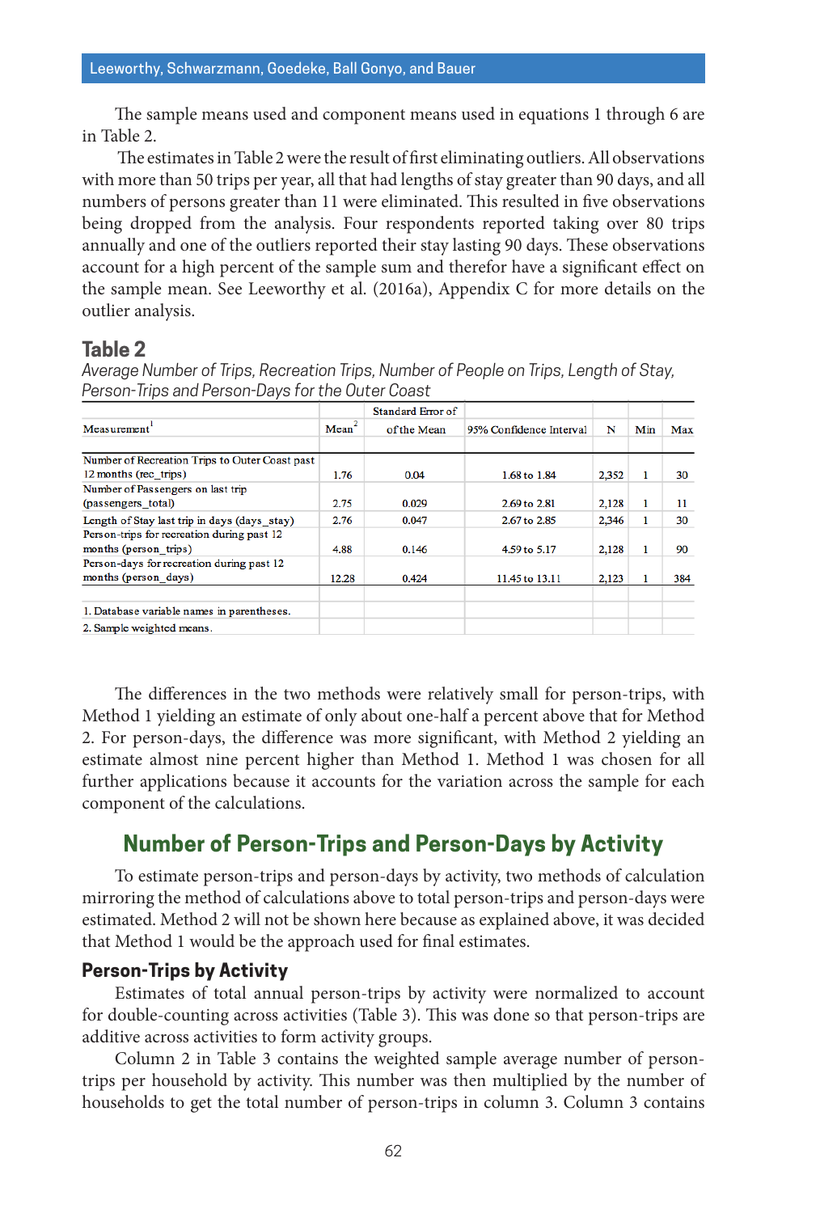The sample means used and component means used in equations 1 through 6 are in Table 2.

The estimates in Table 2 were the result of first eliminating outliers. All observations with more than 50 trips per year, all that had lengths of stay greater than 90 days, and all numbers of persons greater than 11 were eliminated. This resulted in five observations being dropped from the analysis. Four respondents reported taking over 80 trips annually and one of the outliers reported their stay lasting 90 days. These observations account for a high percent of the sample sum and therefor have a significant effect on the sample mean. See Leeworthy et al. (2016a), Appendix C for more details on the outlier analysis.

### Table 2

*Average Number of Trips, Recreation Trips, Number of People on Trips, Length of Stay, Person-Trips and Person-Days for the Outer Coast*

| Measurement[1] | Mean[2] | Standard Error of of the Mean | 95% Confidence Interval | N | Min | Max |
|---|---|---|---|---|---|---|
| Number of Recreation Trips to Outer Coast past 12 months (rec_trips) | 1.76 | 0.04 | 1.68 to 1.84 | 2,352 | 1 | 30 |
| Number of Passengers on last trip (passengers_total) | 2.75 | 0.029 | 2.69 to 2.81 | 2,128 | 1 | 11 |
| Length of Stay last trip in days (days_stay) | 2.76 | 0.047 | 2.67 to 2.85 | 2,346 | 1 | 30 |
| Person-trips for recreation during past 12 months (person_trips) | 4.88 | 0.146 | 4.59 to 5.17 | 2,128 | 1 | 90 |
| Person-days for recreation during past 12 months (person_days) | 12.28 | 0.424 | 11.45 to 13.11 | 2,123 | 1 | 384 |

1. Database variable names in parentheses.
2. Sample weighted means.

The differences in the two methods were relatively small for person-trips, with Method 1 yielding an estimate of only about one-half a percent above that for Method 2. For person-days, the difference was more significant, with Method 2 yielding an estimate almost nine percent higher than Method 1. Method 1 was chosen for all further applications because it accounts for the variation across the sample for each component of the calculations.

## Number of Person-Trips and Person-Days by Activity

To estimate person-trips and person-days by activity, two methods of calculation mirroring the method of calculations above to total person-trips and person-days were estimated. Method 2 will not be shown here because as explained above, it was decided that Method 1 would be the approach used for final estimates.

### Person-Trips by Activity

Estimates of total annual person-trips by activity were normalized to account for double-counting across activities (Table 3). This was done so that person-trips are additive across activities to form activity groups.

Column 2 in Table 3 contains the weighted sample average number of person-trips per household by activity. This number was then multiplied by the number of households to get the total number of person-trips in column 3. Column 3 contains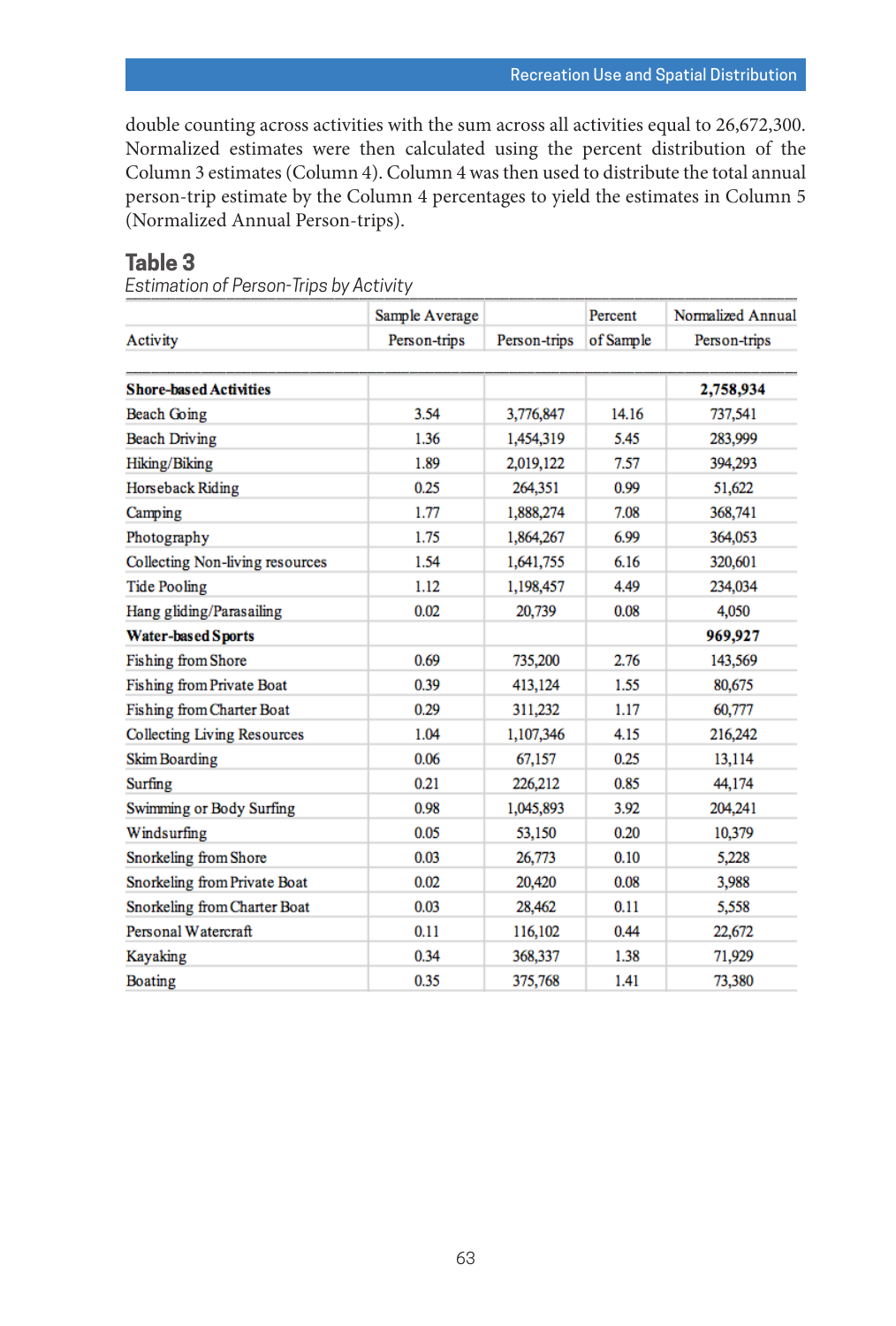double counting across activities with the sum across all activities equal to 26,672,300. Normalized estimates were then calculated using the percent distribution of the Column 3 estimates (Column 4). Column 4 was then used to distribute the total annual person-trip estimate by the Column 4 percentages to yield the estimates in Column 5 (Normalized Annual Person-trips).

## Table 3

*Estimation of Person-Trips by Activity*

| Activity | Sample Average Person-trips | Person-trips | Percent of Sample | Normalized Annual Person-trips |
|---|---|---|---|---|
| **Shore-based Activities** | | | | **2,758,934** |
| Beach Going | 3.54 | 3,776,847 | 14.16 | 737,541 |
| Beach Driving | 1.36 | 1,454,319 | 5.45 | 283,999 |
| Hiking/Biking | 1.89 | 2,019,122 | 7.57 | 394,293 |
| Horseback Riding | 0.25 | 264,351 | 0.99 | 51,622 |
| Camping | 1.77 | 1,888,274 | 7.08 | 368,741 |
| Photography | 1.75 | 1,864,267 | 6.99 | 364,053 |
| Collecting Non-living resources | 1.54 | 1,641,755 | 6.16 | 320,601 |
| Tide Pooling | 1.12 | 1,198,457 | 4.49 | 234,034 |
| Hang gliding/Parasailing | 0.02 | 20,739 | 0.08 | 4,050 |
| **Water-based Sports** | | | | **969,927** |
| Fishing from Shore | 0.69 | 735,200 | 2.76 | 143,569 |
| Fishing from Private Boat | 0.39 | 413,124 | 1.55 | 80,675 |
| Fishing from Charter Boat | 0.29 | 311,232 | 1.17 | 60,777 |
| Collecting Living Resources | 1.04 | 1,107,346 | 4.15 | 216,242 |
| Skim Boarding | 0.06 | 67,157 | 0.25 | 13,114 |
| Surfing | 0.21 | 226,212 | 0.85 | 44,174 |
| Swimming or Body Surfing | 0.98 | 1,045,893 | 3.92 | 204,241 |
| Windsurfing | 0.05 | 53,150 | 0.20 | 10,379 |
| Snorkeling from Shore | 0.03 | 26,773 | 0.10 | 5,228 |
| Snorkeling from Private Boat | 0.02 | 20,420 | 0.08 | 3,988 |
| Snorkeling from Charter Boat | 0.03 | 28,462 | 0.11 | 5,558 |
| Personal Watercraft | 0.11 | 116,102 | 0.44 | 22,672 |
| Kayaking | 0.34 | 368,337 | 1.38 | 71,929 |
| Boating | 0.35 | 375,768 | 1.41 | 73,380 |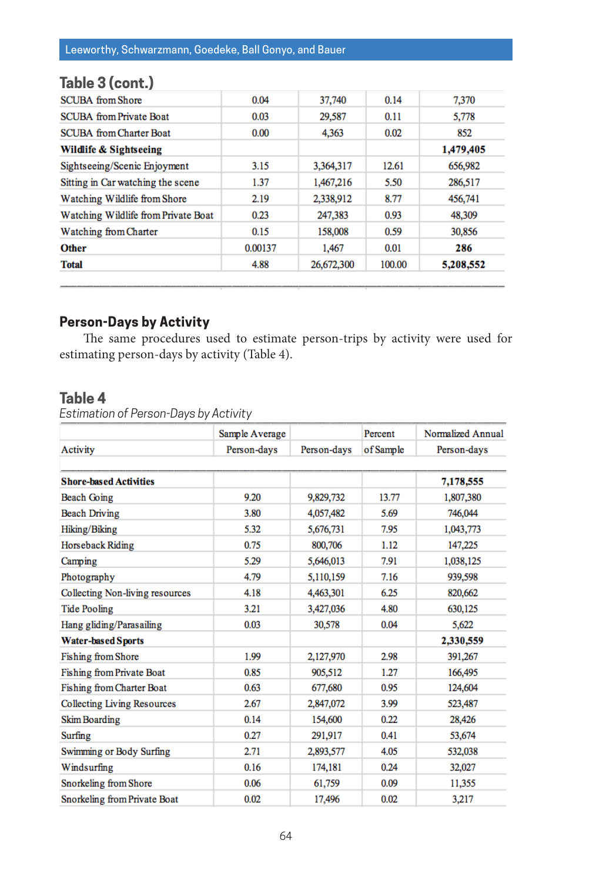## Table 3 (cont.)

| | | | | |
|---|---|---|---|---|
| SCUBA from Shore | 0.04 | 37,740 | 0.14 | 7,370 |
| SCUBA from Private Boat | 0.03 | 29,587 | 0.11 | 5,778 |
| SCUBA from Charter Boat | 0.00 | 4,363 | 0.02 | 852 |
| **Wildlife & Sightseeing** | | | | **1,479,405** |
| Sightseeing/Scenic Enjoyment | 3.15 | 3,364,317 | 12.61 | 656,982 |
| Sitting in Car watching the scene | 1.37 | 1,467,216 | 5.50 | 286,517 |
| Watching Wildlife from Shore | 2.19 | 2,338,912 | 8.77 | 456,741 |
| Watching Wildlife from Private Boat | 0.23 | 247,383 | 0.93 | 48,309 |
| Watching from Charter | 0.15 | 158,008 | 0.59 | 30,856 |
| **Other** | 0.00137 | 1,467 | 0.01 | **286** |
| **Total** | 4.88 | 26,672,300 | 100.00 | **5,208,552** |

## Person-Days by Activity

The same procedures used to estimate person-trips by activity were used for estimating person-days by activity (Table 4).

## Table 4

*Estimation of Person-Days by Activity*

| Activity | Sample Average Person-days | Person-days | Percent of Sample | Normalized Annual Person-days |
|---|---|---|---|---|
| **Shore-based Activities** | | | | **7,178,555** |
| Beach Going | 9.20 | 9,829,732 | 13.77 | 1,807,380 |
| Beach Driving | 3.80 | 4,057,482 | 5.69 | 746,044 |
| Hiking/Biking | 5.32 | 5,676,731 | 7.95 | 1,043,773 |
| Horseback Riding | 0.75 | 800,706 | 1.12 | 147,225 |
| Camping | 5.29 | 5,646,013 | 7.91 | 1,038,125 |
| Photography | 4.79 | 5,110,159 | 7.16 | 939,598 |
| Collecting Non-living resources | 4.18 | 4,463,301 | 6.25 | 820,662 |
| Tide Pooling | 3.21 | 3,427,036 | 4.80 | 630,125 |
| Hang gliding/Parasailing | 0.03 | 30,578 | 0.04 | 5,622 |
| **Water-based Sports** | | | | **2,330,559** |
| Fishing from Shore | 1.99 | 2,127,970 | 2.98 | 391,267 |
| Fishing from Private Boat | 0.85 | 905,512 | 1.27 | 166,495 |
| Fishing from Charter Boat | 0.63 | 677,680 | 0.95 | 124,604 |
| Collecting Living Resources | 2.67 | 2,847,072 | 3.99 | 523,487 |
| Skim Boarding | 0.14 | 154,600 | 0.22 | 28,426 |
| Surfing | 0.27 | 291,917 | 0.41 | 53,674 |
| Swimming or Body Surfing | 2.71 | 2,893,577 | 4.05 | 532,038 |
| Windsurfing | 0.16 | 174,181 | 0.24 | 32,027 |
| Snorkeling from Shore | 0.06 | 61,759 | 0.09 | 11,355 |
| Snorkeling from Private Boat | 0.02 | 17,496 | 0.02 | 3,217 |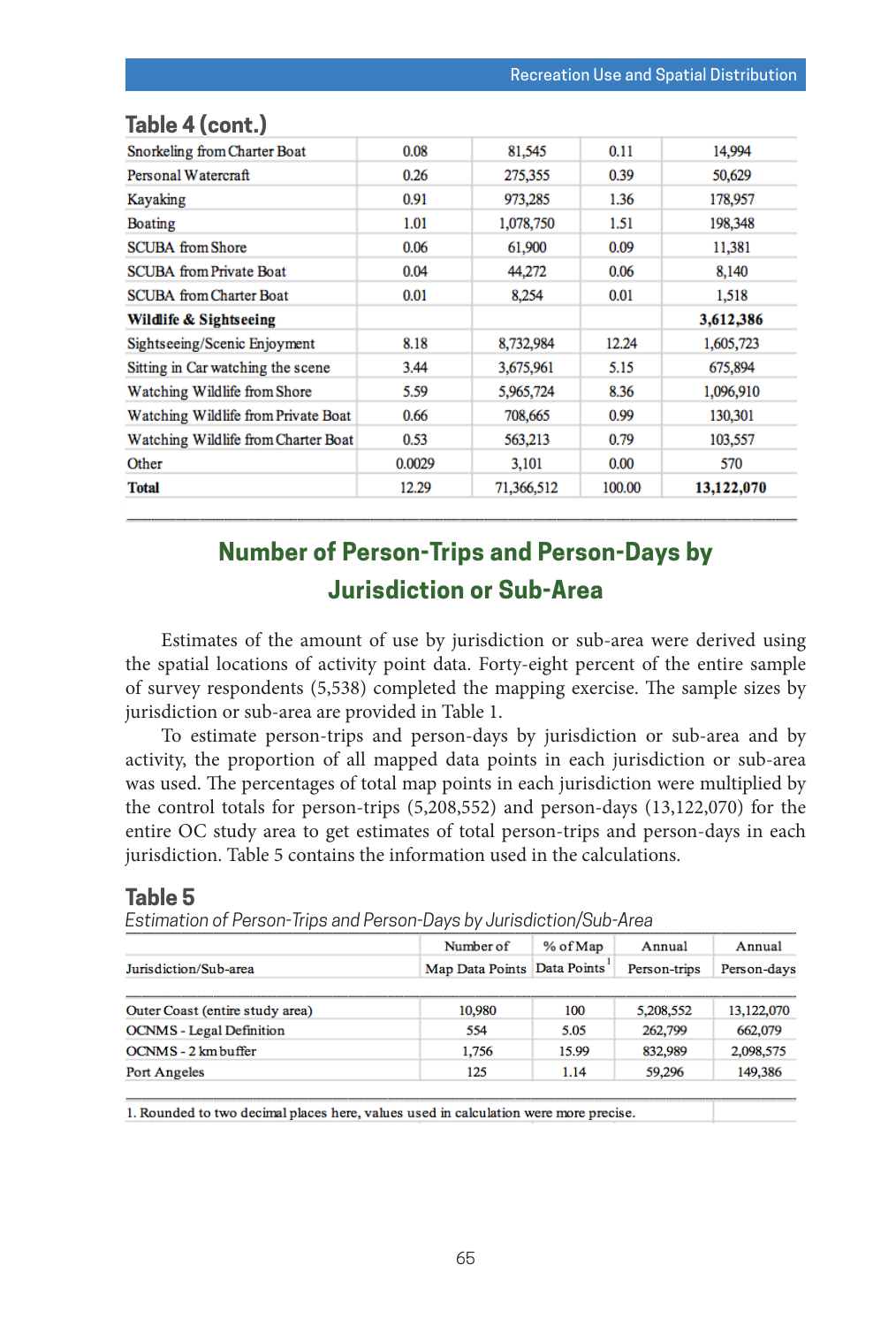## Table 4 (cont.)

| | | | | |
|---|---|---|---|---|
| Snorkeling from Charter Boat | 0.08 | 81,545 | 0.11 | 14,994 |
| Personal Watercraft | 0.26 | 275,355 | 0.39 | 50,629 |
| Kayaking | 0.91 | 973,285 | 1.36 | 178,957 |
| Boating | 1.01 | 1,078,750 | 1.51 | 198,348 |
| SCUBA from Shore | 0.06 | 61,900 | 0.09 | 11,381 |
| SCUBA from Private Boat | 0.04 | 44,272 | 0.06 | 8,140 |
| SCUBA from Charter Boat | 0.01 | 8,254 | 0.01 | 1,518 |
| **Wildlife & Sightseeing** | | | | **3,612,386** |
| Sightseeing/Scenic Enjoyment | 8.18 | 8,732,984 | 12.24 | 1,605,723 |
| Sitting in Car watching the scene | 3.44 | 3,675,961 | 5.15 | 675,894 |
| Watching Wildlife from Shore | 5.59 | 5,965,724 | 8.36 | 1,096,910 |
| Watching Wildlife from Private Boat | 0.66 | 708,665 | 0.99 | 130,301 |
| Watching Wildlife from Charter Boat | 0.53 | 563,213 | 0.79 | 103,557 |
| Other | 0.0029 | 3,101 | 0.00 | 570 |
| **Total** | 12.29 | 71,366,512 | 100.00 | **13,122,070** |

## Number of Person-Trips and Person-Days by Jurisdiction or Sub-Area

Estimates of the amount of use by jurisdiction or sub-area were derived using the spatial locations of activity point data. Forty-eight percent of the entire sample of survey respondents (5,538) completed the mapping exercise. The sample sizes by jurisdiction or sub-area are provided in Table 1.

To estimate person-trips and person-days by jurisdiction or sub-area and by activity, the proportion of all mapped data points in each jurisdiction or sub-area was used. The percentages of total map points in each jurisdiction were multiplied by the control totals for person-trips (5,208,552) and person-days (13,122,070) for the entire OC study area to get estimates of total person-trips and person-days in each jurisdiction. Table 5 contains the information used in the calculations.

## Table 5

*Estimation of Person-Trips and Person-Days by Jurisdiction/Sub-Area*

| Jurisdiction/Sub-area | Number of Map Data Points | % of Map Data Points [1] | Annual Person-trips | Annual Person-days |
|---|---|---|---|---|
| Outer Coast (entire study area) | 10,980 | 100 | 5,208,552 | 13,122,070 |
| OCNMS - Legal Definition | 554 | 5.05 | 262,799 | 662,079 |
| OCNMS - 2 km buffer | 1,756 | 15.99 | 832,989 | 2,098,575 |
| Port Angeles | 125 | 1.14 | 59,296 | 149,386 |

1. Rounded to two decimal places here, values used in calculation were more precise.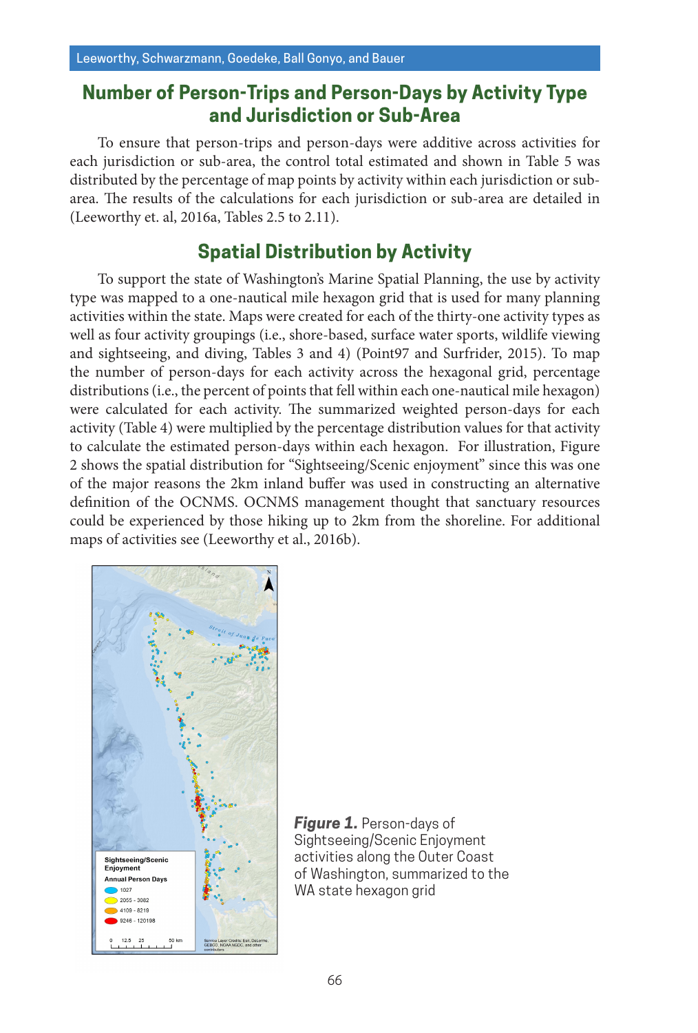## Number of Person-Trips and Person-Days by Activity Type and Jurisdiction or Sub-Area

To ensure that person-trips and person-days were additive across activities for each jurisdiction or sub-area, the control total estimated and shown in Table 5 was distributed by the percentage of map points by activity within each jurisdiction or sub-area. The results of the calculations for each jurisdiction or sub-area are detailed in (Leeworthy et. al, 2016a, Tables 2.5 to 2.11).

## Spatial Distribution by Activity

To support the state of Washington's Marine Spatial Planning, the use by activity type was mapped to a one-nautical mile hexagon grid that is used for many planning activities within the state. Maps were created for each of the thirty-one activity types as well as four activity groupings (i.e., shore-based, surface water sports, wildlife viewing and sightseeing, and diving, Tables 3 and 4) (Point97 and Surfrider, 2015). To map the number of person-days for each activity across the hexagonal grid, percentage distributions (i.e., the percent of points that fell within each one-nautical mile hexagon) were calculated for each activity. The summarized weighted person-days for each activity (Table 4) were multiplied by the percentage distribution values for that activity to calculate the estimated person-days within each hexagon. For illustration, Figure 2 shows the spatial distribution for "Sightseeing/Scenic enjoyment" since this was one of the major reasons the 2km inland buffer was used in constructing an alternative definition of the OCNMS. OCNMS management thought that sanctuary resources could be experienced by those hiking up to 2km from the shoreline. For additional maps of activities see (Leeworthy et al., 2016b).

***Figure 1.*** Person-days of Sightseeing/Scenic Enjoyment activities along the Outer Coast of Washington, summarized to the WA state hexagon grid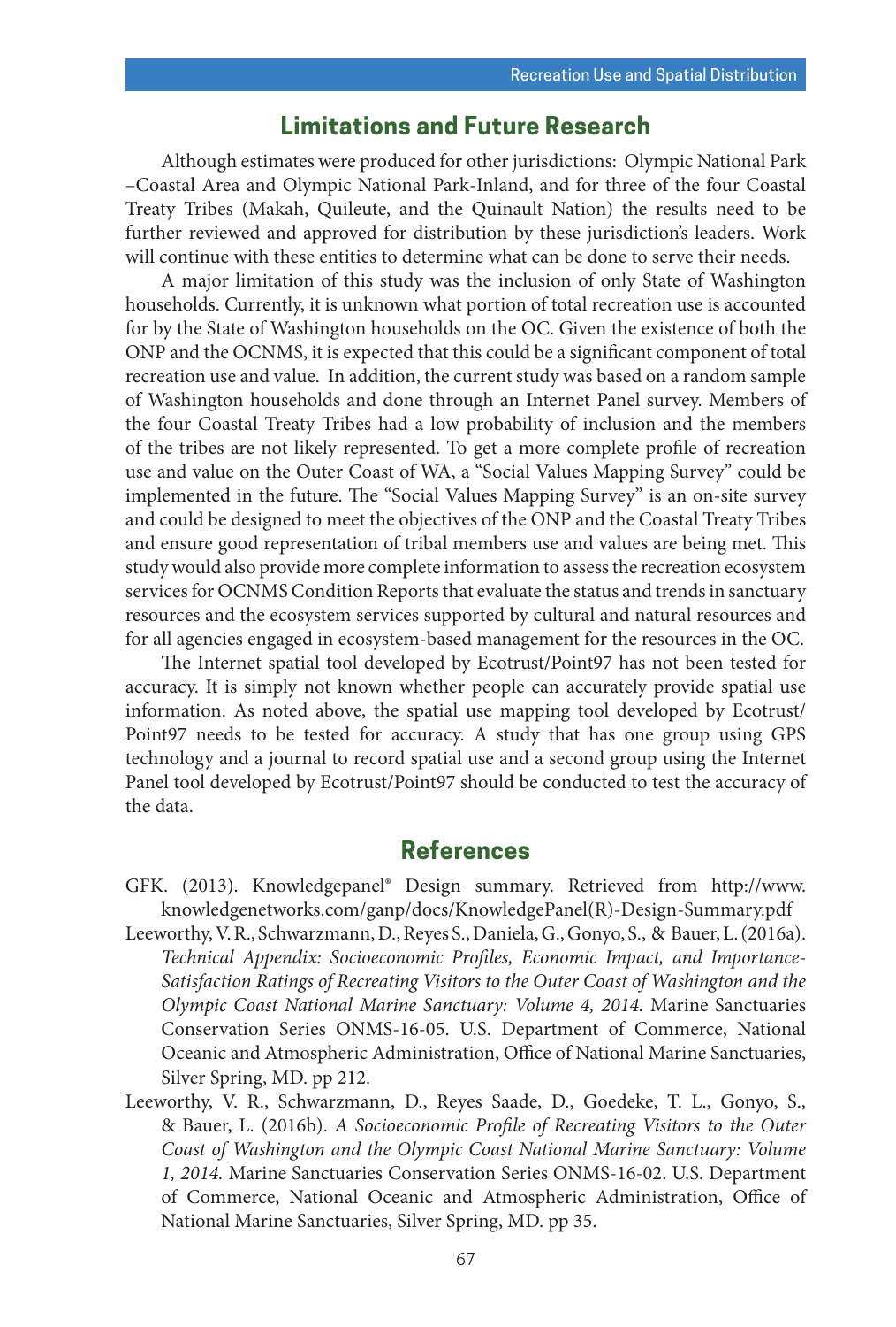## Limitations and Future Research

Although estimates were produced for other jurisdictions: Olympic National Park –Coastal Area and Olympic National Park-Inland, and for three of the four Coastal Treaty Tribes (Makah, Quileute, and the Quinault Nation) the results need to be further reviewed and approved for distribution by these jurisdiction's leaders. Work will continue with these entities to determine what can be done to serve their needs.

A major limitation of this study was the inclusion of only State of Washington households. Currently, it is unknown what portion of total recreation use is accounted for by the State of Washington households on the OC. Given the existence of both the ONP and the OCNMS, it is expected that this could be a significant component of total recreation use and value. In addition, the current study was based on a random sample of Washington households and done through an Internet Panel survey. Members of the four Coastal Treaty Tribes had a low probability of inclusion and the members of the tribes are not likely represented. To get a more complete profile of recreation use and value on the Outer Coast of WA, a "Social Values Mapping Survey" could be implemented in the future. The "Social Values Mapping Survey" is an on-site survey and could be designed to meet the objectives of the ONP and the Coastal Treaty Tribes and ensure good representation of tribal members use and values are being met. This study would also provide more complete information to assess the recreation ecosystem services for OCNMS Condition Reports that evaluate the status and trends in sanctuary resources and the ecosystem services supported by cultural and natural resources and for all agencies engaged in ecosystem-based management for the resources in the OC.

The Internet spatial tool developed by Ecotrust/Point97 has not been tested for accuracy. It is simply not known whether people can accurately provide spatial use information. As noted above, the spatial use mapping tool developed by Ecotrust/Point97 needs to be tested for accuracy. A study that has one group using GPS technology and a journal to record spatial use and a second group using the Internet Panel tool developed by Ecotrust/Point97 should be conducted to test the accuracy of the data.

## References

GFK. (2013). Knowledgepanel® Design summary. Retrieved from http://www.knowledgenetworks.com/ganp/docs/KnowledgePanel(R)-Design-Summary.pdf

Leeworthy, V. R., Schwarzmann, D., Reyes S., Daniela, G., Gonyo, S., & Bauer, L. (2016a). *Technical Appendix: Socioeconomic Profiles, Economic Impact, and Importance-Satisfaction Ratings of Recreating Visitors to the Outer Coast of Washington and the Olympic Coast National Marine Sanctuary: Volume 4, 2014.* Marine Sanctuaries Conservation Series ONMS-16-05. U.S. Department of Commerce, National Oceanic and Atmospheric Administration, Office of National Marine Sanctuaries, Silver Spring, MD. pp 212.

Leeworthy, V. R., Schwarzmann, D., Reyes Saade, D., Goedeke, T. L., Gonyo, S., & Bauer, L. (2016b). *A Socioeconomic Profile of Recreating Visitors to the Outer Coast of Washington and the Olympic Coast National Marine Sanctuary: Volume 1, 2014.* Marine Sanctuaries Conservation Series ONMS-16-02. U.S. Department of Commerce, National Oceanic and Atmospheric Administration, Office of National Marine Sanctuaries, Silver Spring, MD. pp 35.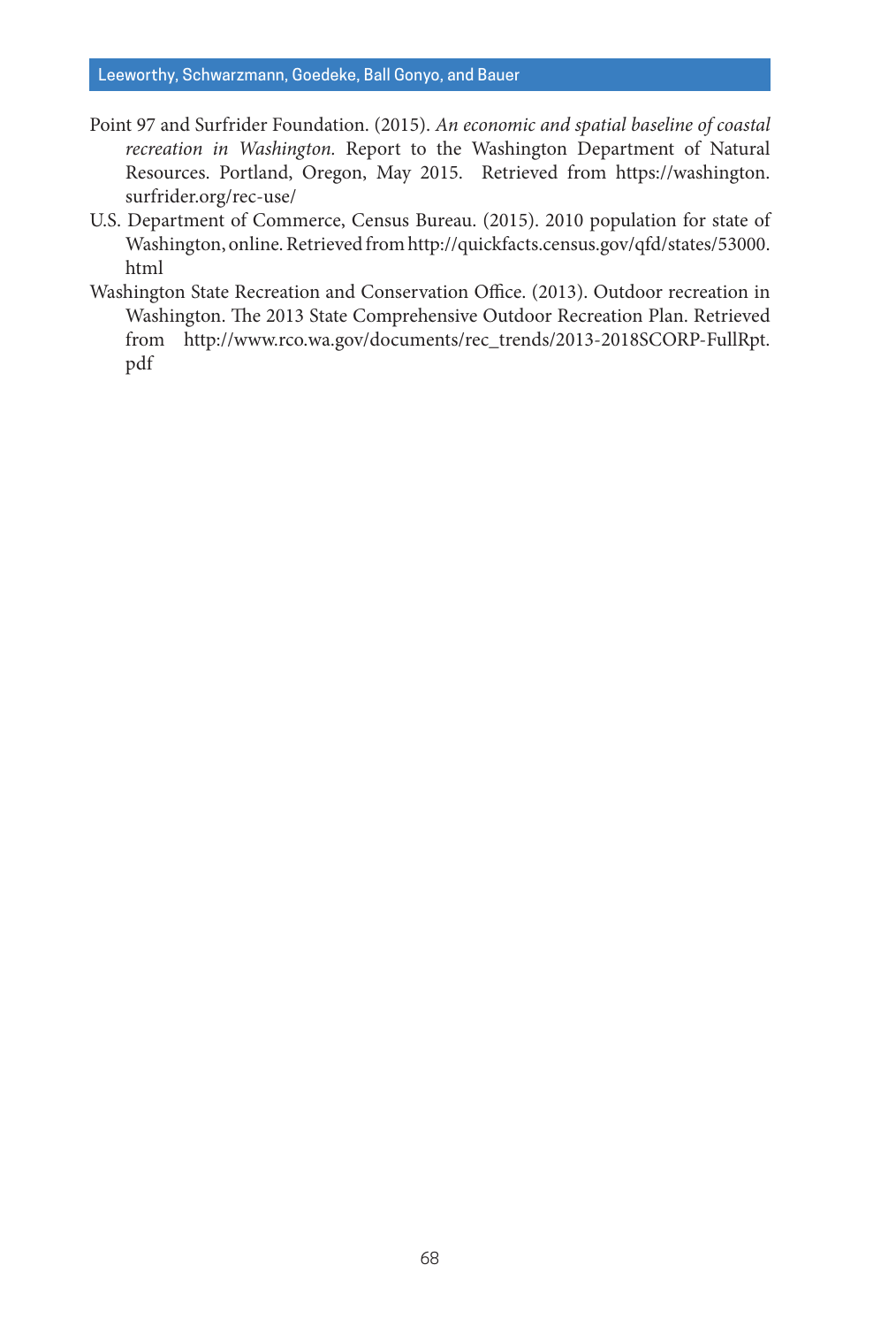Point 97 and Surfrider Foundation. (2015). *An economic and spatial baseline of coastal recreation in Washington.* Report to the Washington Department of Natural Resources. Portland, Oregon, May 2015. Retrieved from https://washington.surfrider.org/rec-use/

U.S. Department of Commerce, Census Bureau. (2015). 2010 population for state of Washington, online. Retrieved from http://quickfacts.census.gov/qfd/states/53000.html

Washington State Recreation and Conservation Office. (2013). Outdoor recreation in Washington. The 2013 State Comprehensive Outdoor Recreation Plan. Retrieved from http://www.rco.wa.gov/documents/rec_trends/2013-2018SCORP-FullRpt.pdf